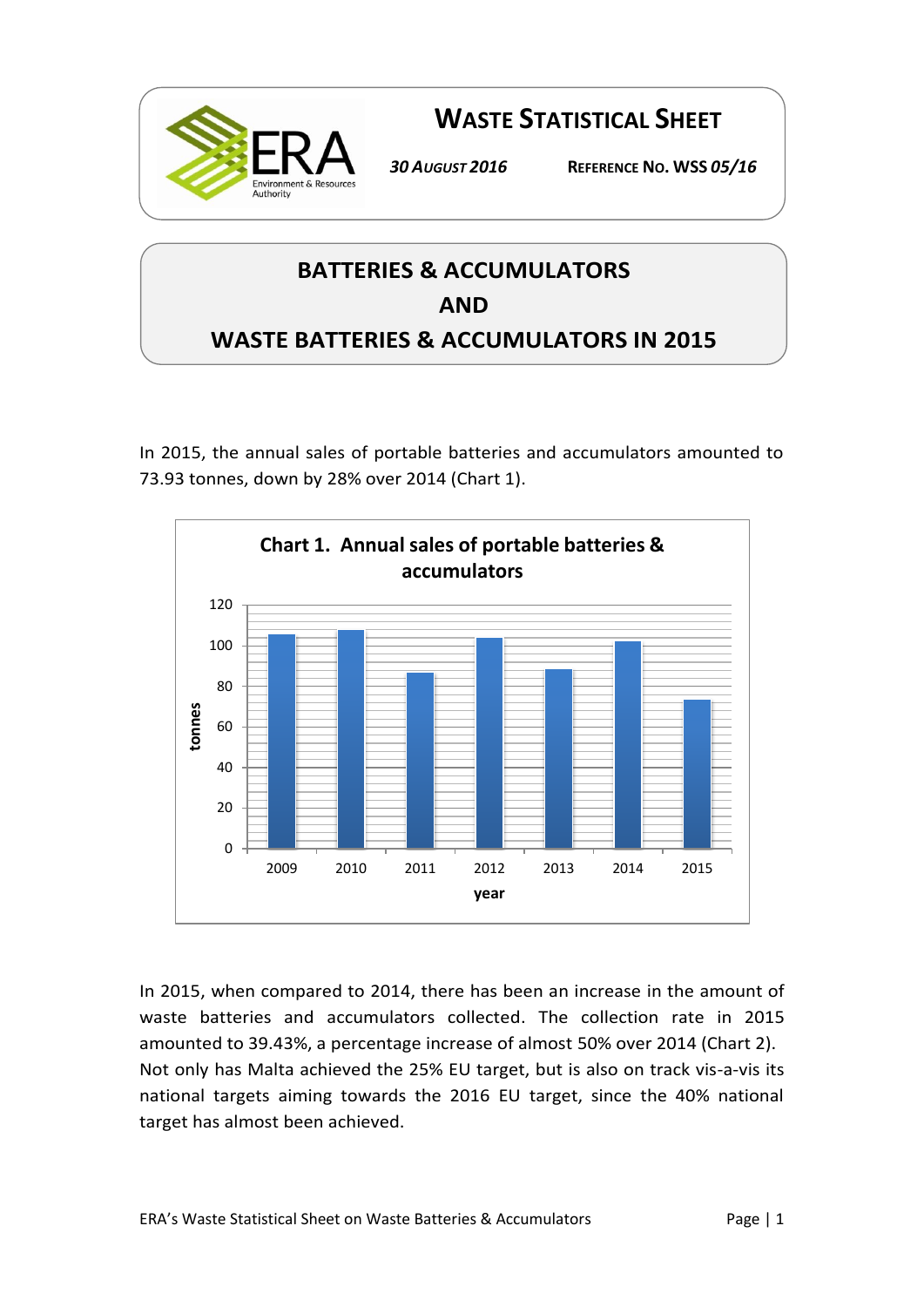# WASTE STATISTICAL SHEET

*30 AUGUST 2016* REFERENCE NO. WSS *05/16*

## BATTERIES & ACCUMULATORS AND WASTE BATTERIES & ACCUMULATORS IN 2015

In 2015, the annual sales of portable batteries and accumulators amounted to 73.93 tonnes, down by 28% over 2014 (Chart 1).

**Chart 1. Annual sales of portable batteries & accumulators**

In 2015, when compared to 2014, there has been an increase in the amount of waste batteries and accumulators collected. The collection rate in 2015 amounted to 39.43%, a percentage increase of almost 50% over 2014 (Chart 2). Not only has Malta achieved the 25% EU target, but is also on track vis-a-vis its national targets aiming towards the 2016 EU target, since the 40% national target has almost been achieved.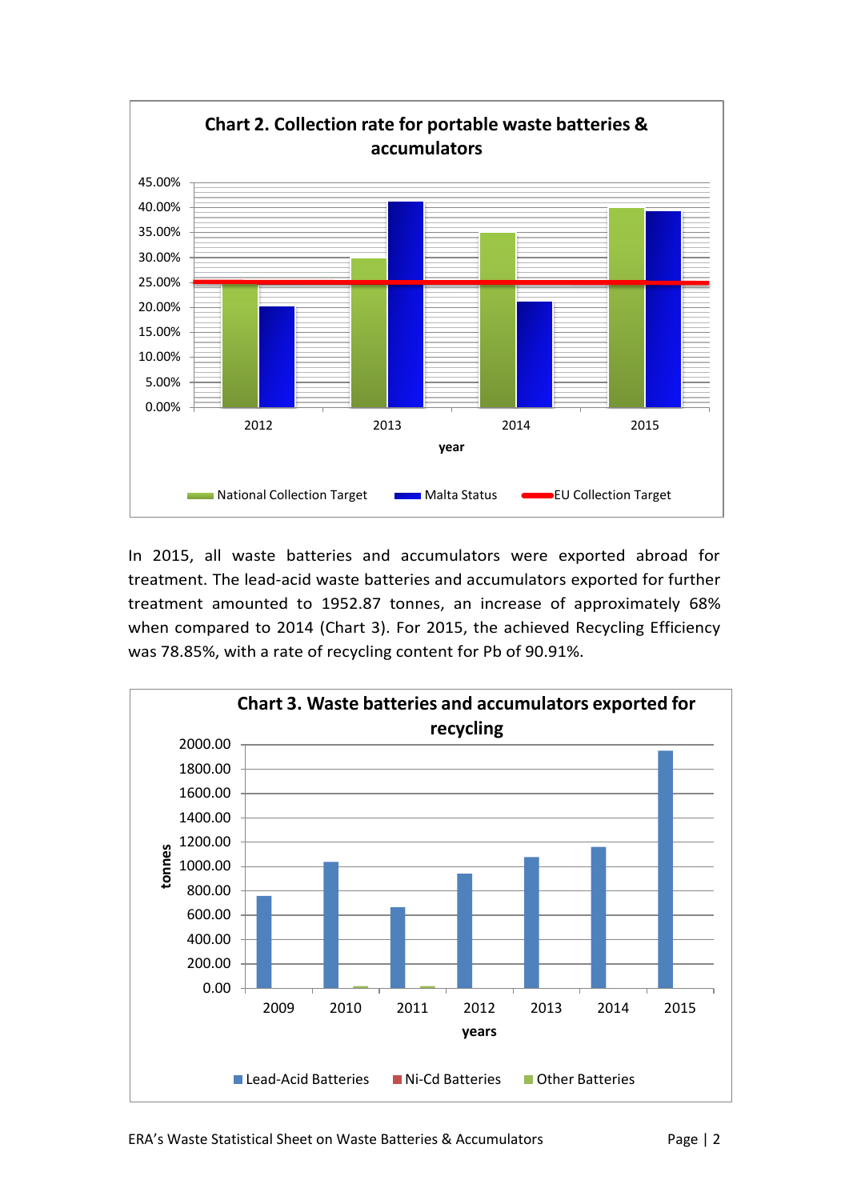**Chart 2. Collection rate for portable waste batteries & accumulators**

In 2015, all waste batteries and accumulators were exported abroad for treatment. The lead-acid waste batteries and accumulators exported for further treatment amounted to 1952.87 tonnes, an increase of approximately 68% when compared to 2014 (Chart 3). For 2015, the achieved Recycling Efficiency was 78.85%, with a rate of recycling content for Pb of 90.91%.

**Chart 3. Waste batteries and accumulators exported for recycling**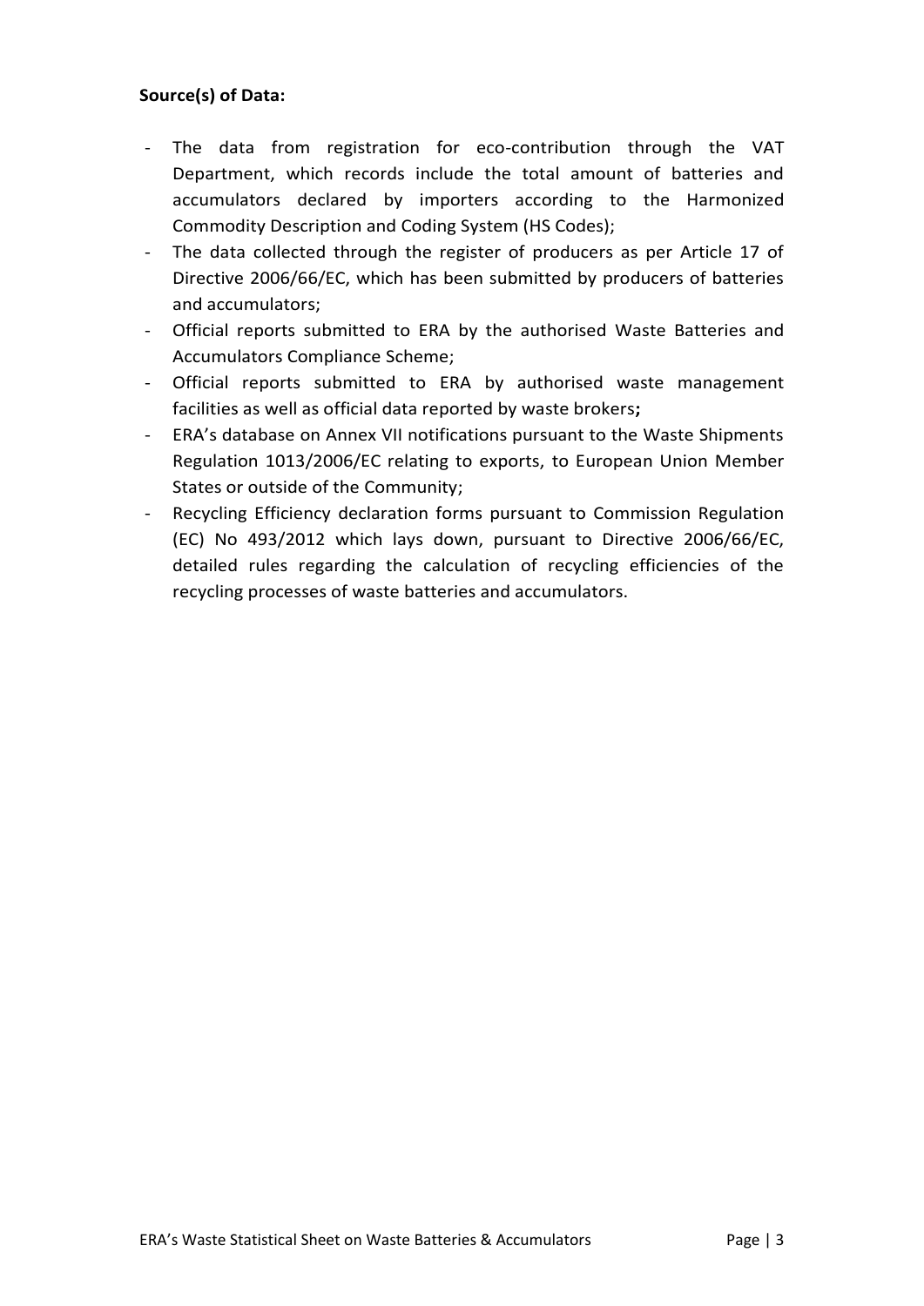**Source(s) of Data:**

- The data from registration for eco-contribution through the VAT Department, which records include the total amount of batteries and accumulators declared by importers according to the Harmonized Commodity Description and Coding System (HS Codes);
- The data collected through the register of producers as per Article 17 of Directive 2006/66/EC, which has been submitted by producers of batteries and accumulators;
- Official reports submitted to ERA by the authorised Waste Batteries and Accumulators Compliance Scheme;
- Official reports submitted to ERA by authorised waste management facilities as well as official data reported by waste brokers**;**
- ERA's database on Annex VII notifications pursuant to the Waste Shipments Regulation 1013/2006/EC relating to exports, to European Union Member States or outside of the Community;
- Recycling Efficiency declaration forms pursuant to Commission Regulation (EC) No 493/2012 which lays down, pursuant to Directive 2006/66/EC, detailed rules regarding the calculation of recycling efficiencies of the recycling processes of waste batteries and accumulators.